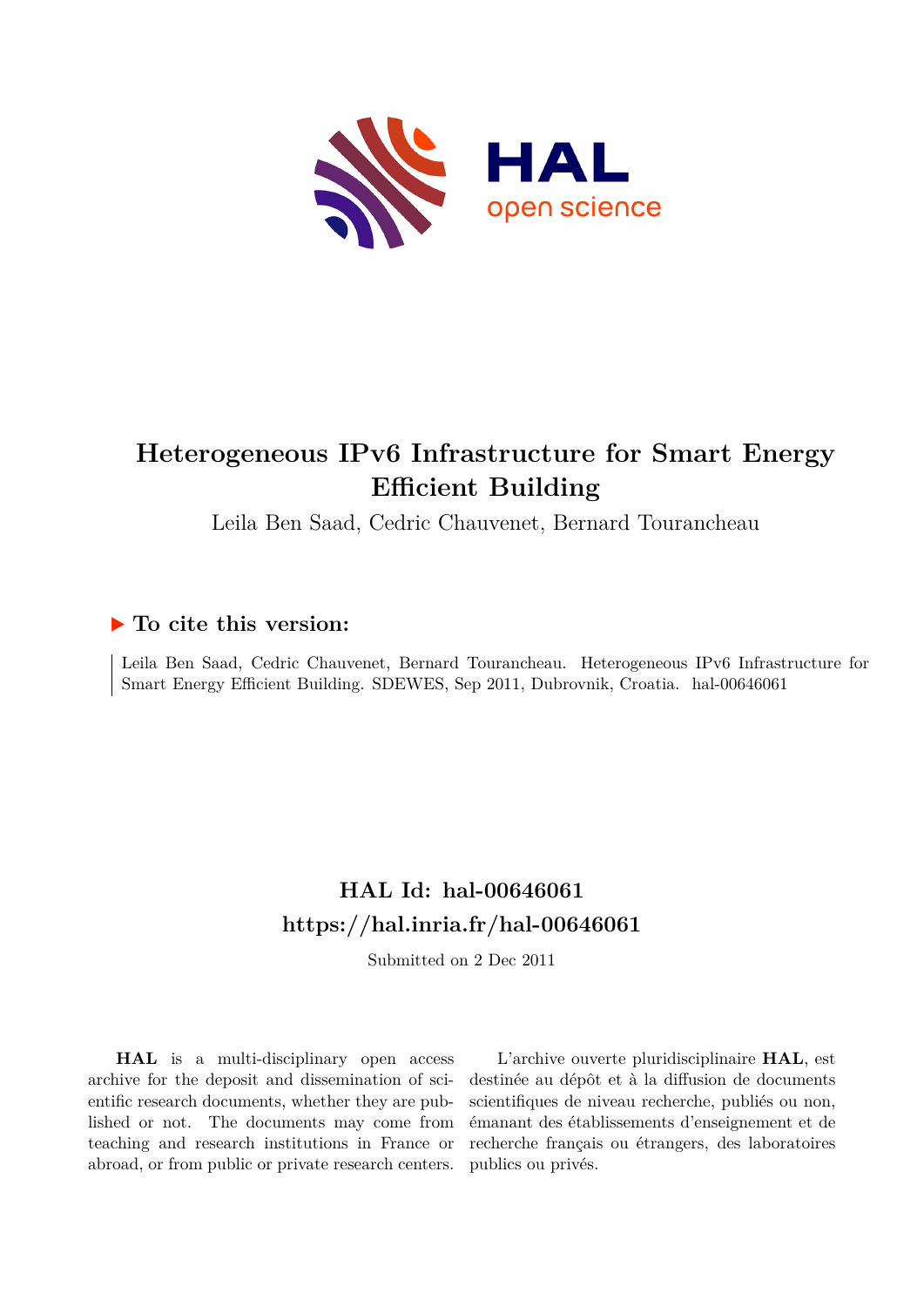# Heterogeneous IPv6 Infrastructure for Smart Energy Efficient Building

Leila Ben Saad, Cedric Chauvenet, Bernard Tourancheau

## ▶ To cite this version:

Leila Ben Saad, Cedric Chauvenet, Bernard Tourancheau. Heterogeneous IPv6 Infrastructure for Smart Energy Efficient Building. SDEWES, Sep 2011, Dubrovnik, Croatia. hal-00646061

## HAL Id: hal-00646061

## https://hal.inria.fr/hal-00646061

Submitted on 2 Dec 2011

**HAL** is a multi-disciplinary open access archive for the deposit and dissemination of scientific research documents, whether they are published or not. The documents may come from teaching and research institutions in France or abroad, or from public or private research centers.

L'archive ouverte pluridisciplinaire **HAL**, est destinée au dépôt et à la diffusion de documents scientifiques de niveau recherche, publiés ou non, émanant des établissements d'enseignement et de recherche français ou étrangers, des laboratoires publics ou privés.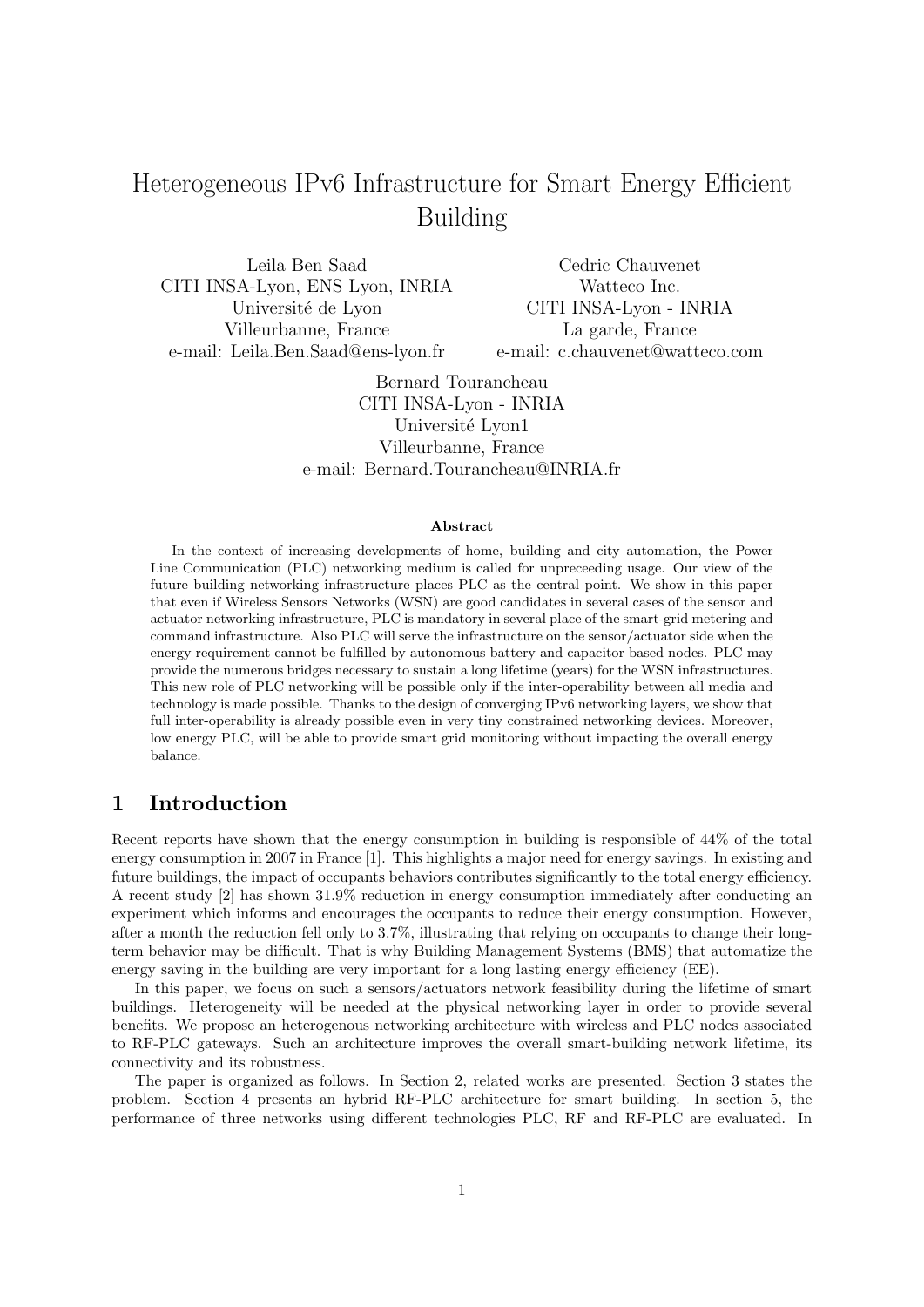# Heterogeneous IPv6 Infrastructure for Smart Energy Efficient Building

Leila Ben Saad
CITI INSA-Lyon, ENS Lyon, INRIA
Université de Lyon
Villeurbanne, France
e-mail: Leila.Ben.Saad@ens-lyon.fr

Cedric Chauvenet
Watteco Inc.
CITI INSA-Lyon - INRIA
La garde, France
e-mail: c.chauvenet@watteco.com

Bernard Tourancheau
CITI INSA-Lyon - INRIA
Université Lyon1
Villeurbanne, France
e-mail: Bernard.Tourancheau@INRIA.fr

**Abstract**

In the context of increasing developments of home, building and city automation, the Power Line Communication (PLC) networking medium is called for unpreceeding usage. Our view of the future building networking infrastructure places PLC as the central point. We show in this paper that even if Wireless Sensors Networks (WSN) are good candidates in several cases of the sensor and actuator networking infrastructure, PLC is mandatory in several place of the smart-grid metering and command infrastructure. Also PLC will serve the infrastructure on the sensor/actuator side when the energy requirement cannot be fulfilled by autonomous battery and capacitor based nodes. PLC may provide the numerous bridges necessary to sustain a long lifetime (years) for the WSN infrastructures. This new role of PLC networking will be possible only if the inter-operability between all media and technology is made possible. Thanks to the design of converging IPv6 networking layers, we show that full inter-operability is already possible even in very tiny constrained networking devices. Moreover, low energy PLC, will be able to provide smart grid monitoring without impacting the overall energy balance.

## 1 Introduction

Recent reports have shown that the energy consumption in building is responsible of 44% of the total energy consumption in 2007 in France [1]. This highlights a major need for energy savings. In existing and future buildings, the impact of occupants behaviors contributes significantly to the total energy efficiency. A recent study [2] has shown 31.9% reduction in energy consumption immediately after conducting an experiment which informs and encourages the occupants to reduce their energy consumption. However, after a month the reduction fell only to 3.7%, illustrating that relying on occupants to change their long-term behavior may be difficult. That is why Building Management Systems (BMS) that automatize the energy saving in the building are very important for a long lasting energy efficiency (EE).

In this paper, we focus on such a sensors/actuators network feasibility during the lifetime of smart buildings. Heterogeneity will be needed at the physical networking layer in order to provide several benefits. We propose an heterogenous networking architecture with wireless and PLC nodes associated to RF-PLC gateways. Such an architecture improves the overall smart-building network lifetime, its connectivity and its robustness.

The paper is organized as follows. In Section 2, related works are presented. Section 3 states the problem. Section 4 presents an hybrid RF-PLC architecture for smart building. In section 5, the performance of three networks using different technologies PLC, RF and RF-PLC are evaluated. In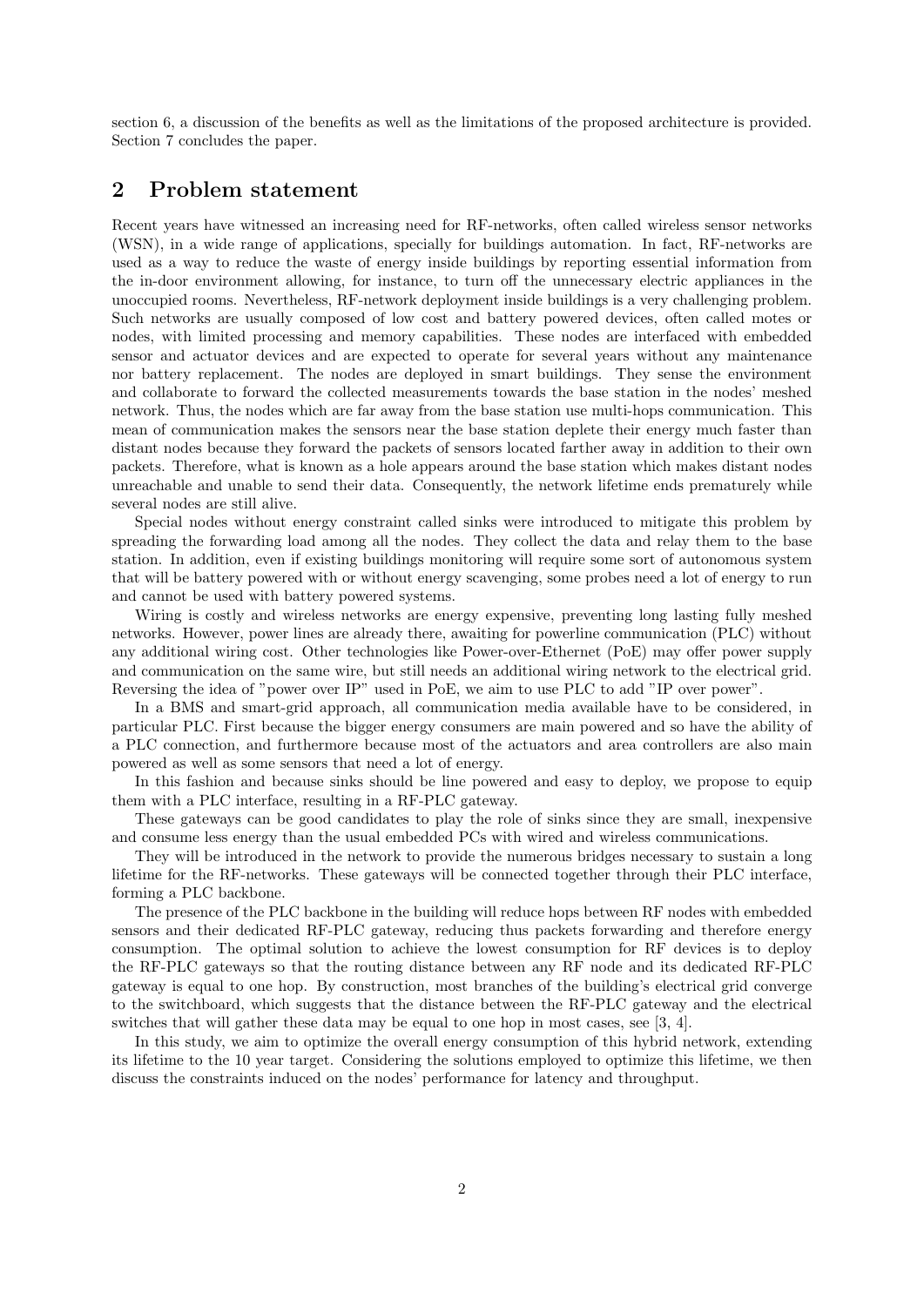section 6, a discussion of the benefits as well as the limitations of the proposed architecture is provided. Section 7 concludes the paper.

## 2 Problem statement

Recent years have witnessed an increasing need for RF-networks, often called wireless sensor networks (WSN), in a wide range of applications, specially for buildings automation. In fact, RF-networks are used as a way to reduce the waste of energy inside buildings by reporting essential information from the in-door environment allowing, for instance, to turn off the unnecessary electric appliances in the unoccupied rooms. Nevertheless, RF-network deployment inside buildings is a very challenging problem. Such networks are usually composed of low cost and battery powered devices, often called motes or nodes, with limited processing and memory capabilities. These nodes are interfaced with embedded sensor and actuator devices and are expected to operate for several years without any maintenance nor battery replacement. The nodes are deployed in smart buildings. They sense the environment and collaborate to forward the collected measurements towards the base station in the nodes' meshed network. Thus, the nodes which are far away from the base station use multi-hops communication. This mean of communication makes the sensors near the base station deplete their energy much faster than distant nodes because they forward the packets of sensors located farther away in addition to their own packets. Therefore, what is known as a hole appears around the base station which makes distant nodes unreachable and unable to send their data. Consequently, the network lifetime ends prematurely while several nodes are still alive.

Special nodes without energy constraint called sinks were introduced to mitigate this problem by spreading the forwarding load among all the nodes. They collect the data and relay them to the base station. In addition, even if existing buildings monitoring will require some sort of autonomous system that will be battery powered with or without energy scavenging, some probes need a lot of energy to run and cannot be used with battery powered systems.

Wiring is costly and wireless networks are energy expensive, preventing long lasting fully meshed networks. However, power lines are already there, awaiting for powerline communication (PLC) without any additional wiring cost. Other technologies like Power-over-Ethernet (PoE) may offer power supply and communication on the same wire, but still needs an additional wiring network to the electrical grid. Reversing the idea of "power over IP" used in PoE, we aim to use PLC to add "IP over power".

In a BMS and smart-grid approach, all communication media available have to be considered, in particular PLC. First because the bigger energy consumers are main powered and so have the ability of a PLC connection, and furthermore because most of the actuators and area controllers are also main powered as well as some sensors that need a lot of energy.

In this fashion and because sinks should be line powered and easy to deploy, we propose to equip them with a PLC interface, resulting in a RF-PLC gateway.

These gateways can be good candidates to play the role of sinks since they are small, inexpensive and consume less energy than the usual embedded PCs with wired and wireless communications.

They will be introduced in the network to provide the numerous bridges necessary to sustain a long lifetime for the RF-networks. These gateways will be connected together through their PLC interface, forming a PLC backbone.

The presence of the PLC backbone in the building will reduce hops between RF nodes with embedded sensors and their dedicated RF-PLC gateway, reducing thus packets forwarding and therefore energy consumption. The optimal solution to achieve the lowest consumption for RF devices is to deploy the RF-PLC gateways so that the routing distance between any RF node and its dedicated RF-PLC gateway is equal to one hop. By construction, most branches of the building's electrical grid converge to the switchboard, which suggests that the distance between the RF-PLC gateway and the electrical switches that will gather these data may be equal to one hop in most cases, see [3, 4].

In this study, we aim to optimize the overall energy consumption of this hybrid network, extending its lifetime to the 10 year target. Considering the solutions employed to optimize this lifetime, we then discuss the constraints induced on the nodes' performance for latency and throughput.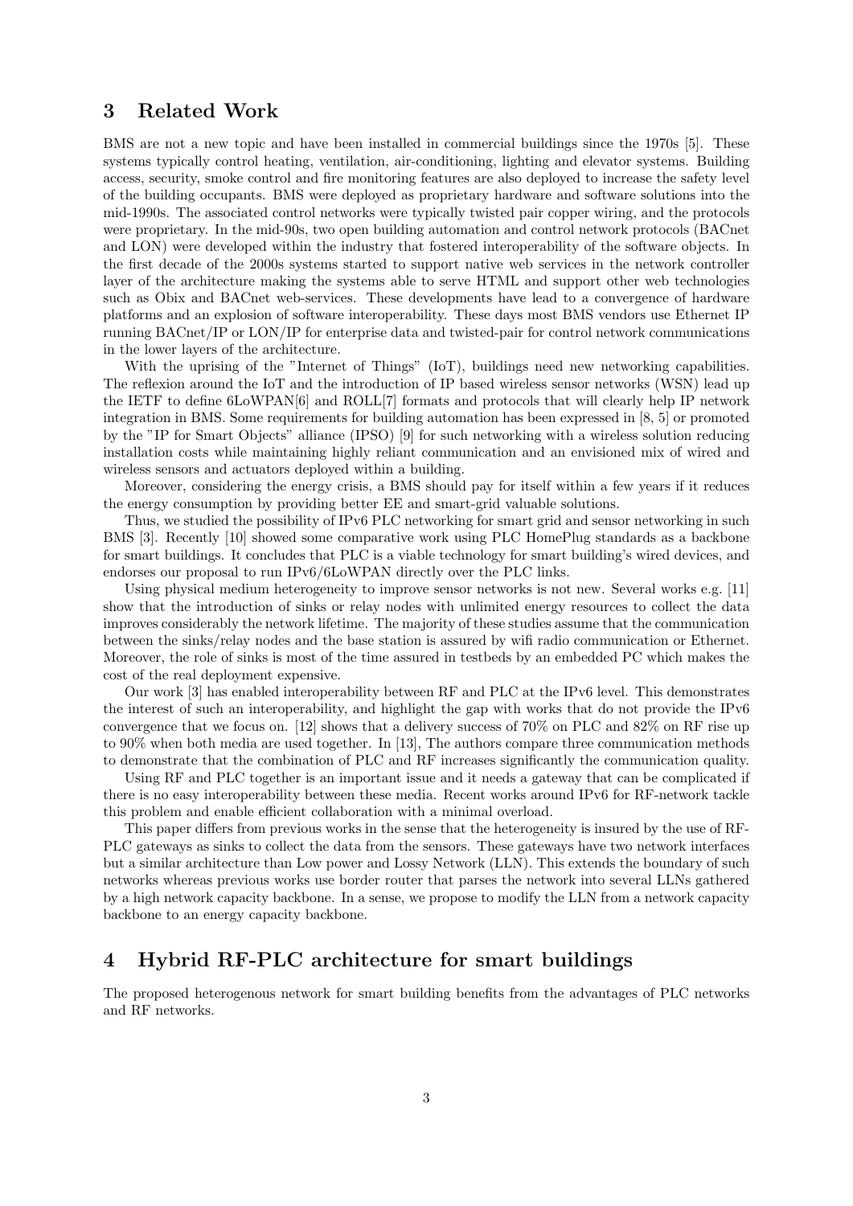## 3 Related Work

BMS are not a new topic and have been installed in commercial buildings since the 1970s [5]. These systems typically control heating, ventilation, air-conditioning, lighting and elevator systems. Building access, security, smoke control and fire monitoring features are also deployed to increase the safety level of the building occupants. BMS were deployed as proprietary hardware and software solutions into the mid-1990s. The associated control networks were typically twisted pair copper wiring, and the protocols were proprietary. In the mid-90s, two open building automation and control network protocols (BACnet and LON) were developed within the industry that fostered interoperability of the software objects. In the first decade of the 2000s systems started to support native web services in the network controller layer of the architecture making the systems able to serve HTML and support other web technologies such as Obix and BACnet web-services. These developments have lead to a convergence of hardware platforms and an explosion of software interoperability. These days most BMS vendors use Ethernet IP running BACnet/IP or LON/IP for enterprise data and twisted-pair for control network communications in the lower layers of the architecture.

With the uprising of the "Internet of Things" (IoT), buildings need new networking capabilities. The reflexion around the IoT and the introduction of IP based wireless sensor networks (WSN) lead up the IETF to define 6LoWPAN[6] and ROLL[7] formats and protocols that will clearly help IP network integration in BMS. Some requirements for building automation has been expressed in [8, 5] or promoted by the "IP for Smart Objects" alliance (IPSO) [9] for such networking with a wireless solution reducing installation costs while maintaining highly reliant communication and an envisioned mix of wired and wireless sensors and actuators deployed within a building.

Moreover, considering the energy crisis, a BMS should pay for itself within a few years if it reduces the energy consumption by providing better EE and smart-grid valuable solutions.

Thus, we studied the possibility of IPv6 PLC networking for smart grid and sensor networking in such BMS [3]. Recently [10] showed some comparative work using PLC HomePlug standards as a backbone for smart buildings. It concludes that PLC is a viable technology for smart building's wired devices, and endorses our proposal to run IPv6/6LoWPAN directly over the PLC links.

Using physical medium heterogeneity to improve sensor networks is not new. Several works e.g. [11] show that the introduction of sinks or relay nodes with unlimited energy resources to collect the data improves considerably the network lifetime. The majority of these studies assume that the communication between the sinks/relay nodes and the base station is assured by wifi radio communication or Ethernet. Moreover, the role of sinks is most of the time assured in testbeds by an embedded PC which makes the cost of the real deployment expensive.

Our work [3] has enabled interoperability between RF and PLC at the IPv6 level. This demonstrates the interest of such an interoperability, and highlight the gap with works that do not provide the IPv6 convergence that we focus on. [12] shows that a delivery success of 70% on PLC and 82% on RF rise up to 90% when both media are used together. In [13], The authors compare three communication methods to demonstrate that the combination of PLC and RF increases significantly the communication quality.

Using RF and PLC together is an important issue and it needs a gateway that can be complicated if there is no easy interoperability between these media. Recent works around IPv6 for RF-network tackle this problem and enable efficient collaboration with a minimal overload.

This paper differs from previous works in the sense that the heterogeneity is insured by the use of RF-PLC gateways as sinks to collect the data from the sensors. These gateways have two network interfaces but a similar architecture than Low power and Lossy Network (LLN). This extends the boundary of such networks whereas previous works use border router that parses the network into several LLNs gathered by a high network capacity backbone. In a sense, we propose to modify the LLN from a network capacity backbone to an energy capacity backbone.

## 4 Hybrid RF-PLC architecture for smart buildings

The proposed heterogenous network for smart building benefits from the advantages of PLC networks and RF networks.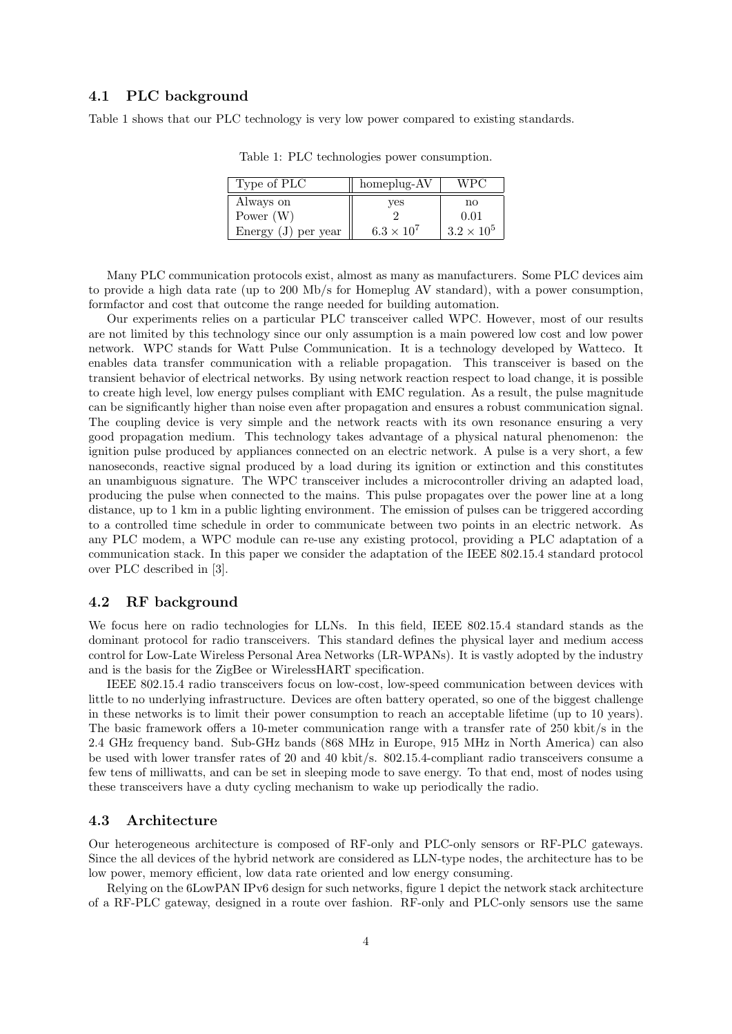### 4.1 PLC background

Table 1 shows that our PLC technology is very low power compared to existing standards.

Table 1: PLC technologies power consumption.

| Type of PLC | homeplug-AV | WPC |
|---|---|---|
| Always on | yes | no |
| Power (W) | 2 | 0.01 |
| Energy (J) per year | $6.3 \times 10^7$ | $3.2 \times 10^5$ |

Many PLC communication protocols exist, almost as many as manufacturers. Some PLC devices aim to provide a high data rate (up to 200 Mb/s for Homeplug AV standard), with a power consumption, formfactor and cost that outcome the range needed for building automation.

Our experiments relies on a particular PLC transceiver called WPC. However, most of our results are not limited by this technology since our only assumption is a main powered low cost and low power network. WPC stands for Watt Pulse Communication. It is a technology developed by Watteco. It enables data transfer communication with a reliable propagation. This transceiver is based on the transient behavior of electrical networks. By using network reaction respect to load change, it is possible to create high level, low energy pulses compliant with EMC regulation. As a result, the pulse magnitude can be significantly higher than noise even after propagation and ensures a robust communication signal. The coupling device is very simple and the network reacts with its own resonance ensuring a very good propagation medium. This technology takes advantage of a physical natural phenomenon: the ignition pulse produced by appliances connected on an electric network. A pulse is a very short, a few nanoseconds, reactive signal produced by a load during its ignition or extinction and this constitutes an unambiguous signature. The WPC transceiver includes a microcontroller driving an adapted load, producing the pulse when connected to the mains. This pulse propagates over the power line at a long distance, up to 1 km in a public lighting environment. The emission of pulses can be triggered according to a controlled time schedule in order to communicate between two points in an electric network. As any PLC modem, a WPC module can re-use any existing protocol, providing a PLC adaptation of a communication stack. In this paper we consider the adaptation of the IEEE 802.15.4 standard protocol over PLC described in [3].

### 4.2 RF background

We focus here on radio technologies for LLNs. In this field, IEEE 802.15.4 standard stands as the dominant protocol for radio transceivers. This standard defines the physical layer and medium access control for Low-Late Wireless Personal Area Networks (LR-WPANs). It is vastly adopted by the industry and is the basis for the ZigBee or WirelessHART specification.

IEEE 802.15.4 radio transceivers focus on low-cost, low-speed communication between devices with little to no underlying infrastructure. Devices are often battery operated, so one of the biggest challenge in these networks is to limit their power consumption to reach an acceptable lifetime (up to 10 years). The basic framework offers a 10-meter communication range with a transfer rate of 250 kbit/s in the 2.4 GHz frequency band. Sub-GHz bands (868 MHz in Europe, 915 MHz in North America) can also be used with lower transfer rates of 20 and 40 kbit/s. 802.15.4-compliant radio transceivers consume a few tens of milliwatts, and can be set in sleeping mode to save energy. To that end, most of nodes using these transceivers have a duty cycling mechanism to wake up periodically the radio.

### 4.3 Architecture

Our heterogeneous architecture is composed of RF-only and PLC-only sensors or RF-PLC gateways. Since the all devices of the hybrid network are considered as LLN-type nodes, the architecture has to be low power, memory efficient, low data rate oriented and low energy consuming.

Relying on the 6LowPAN IPv6 design for such networks, figure 1 depict the network stack architecture of a RF-PLC gateway, designed in a route over fashion. RF-only and PLC-only sensors use the same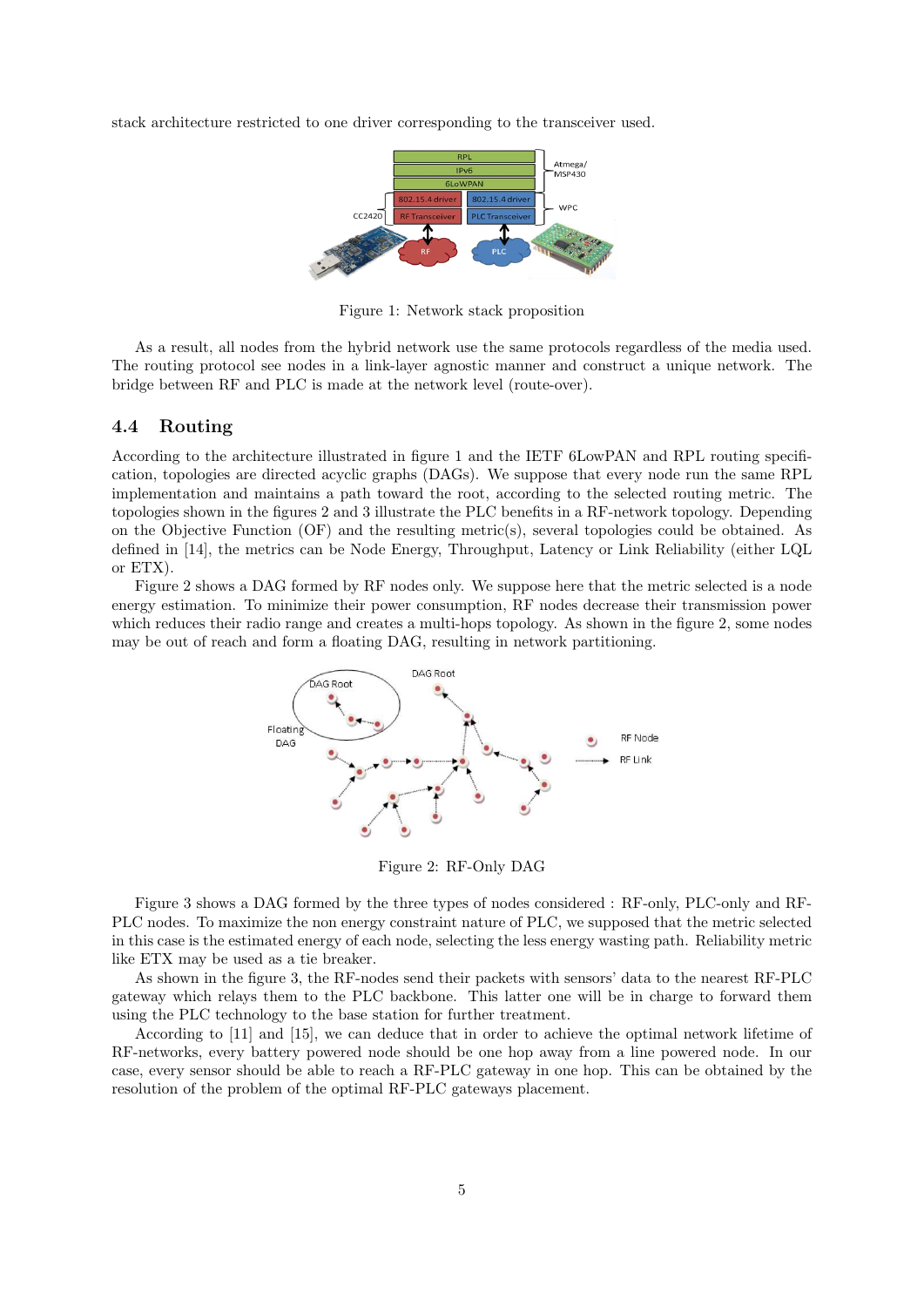stack architecture restricted to one driver corresponding to the transceiver used.

Figure 1: Network stack proposition

As a result, all nodes from the hybrid network use the same protocols regardless of the media used. The routing protocol see nodes in a link-layer agnostic manner and construct a unique network. The bridge between RF and PLC is made at the network level (route-over).

## 4.4 Routing

According to the architecture illustrated in figure 1 and the IETF 6LowPAN and RPL routing specification, topologies are directed acyclic graphs (DAGs). We suppose that every node run the same RPL implementation and maintains a path toward the root, according to the selected routing metric. The topologies shown in the figures 2 and 3 illustrate the PLC benefits in a RF-network topology. Depending on the Objective Function (OF) and the resulting metric(s), several topologies could be obtained. As defined in [14], the metrics can be Node Energy, Throughput, Latency or Link Reliability (either LQL or ETX).

Figure 2 shows a DAG formed by RF nodes only. We suppose here that the metric selected is a node energy estimation. To minimize their power consumption, RF nodes decrease their transmission power which reduces their radio range and creates a multi-hops topology. As shown in the figure 2, some nodes may be out of reach and form a floating DAG, resulting in network partitioning.

Figure 2: RF-Only DAG

Figure 3 shows a DAG formed by the three types of nodes considered : RF-only, PLC-only and RF-PLC nodes. To maximize the non energy constraint nature of PLC, we supposed that the metric selected in this case is the estimated energy of each node, selecting the less energy wasting path. Reliability metric like ETX may be used as a tie breaker.

As shown in the figure 3, the RF-nodes send their packets with sensors' data to the nearest RF-PLC gateway which relays them to the PLC backbone. This latter one will be in charge to forward them using the PLC technology to the base station for further treatment.

According to [11] and [15], we can deduce that in order to achieve the optimal network lifetime of RF-networks, every battery powered node should be one hop away from a line powered node. In our case, every sensor should be able to reach a RF-PLC gateway in one hop. This can be obtained by the resolution of the problem of the optimal RF-PLC gateways placement.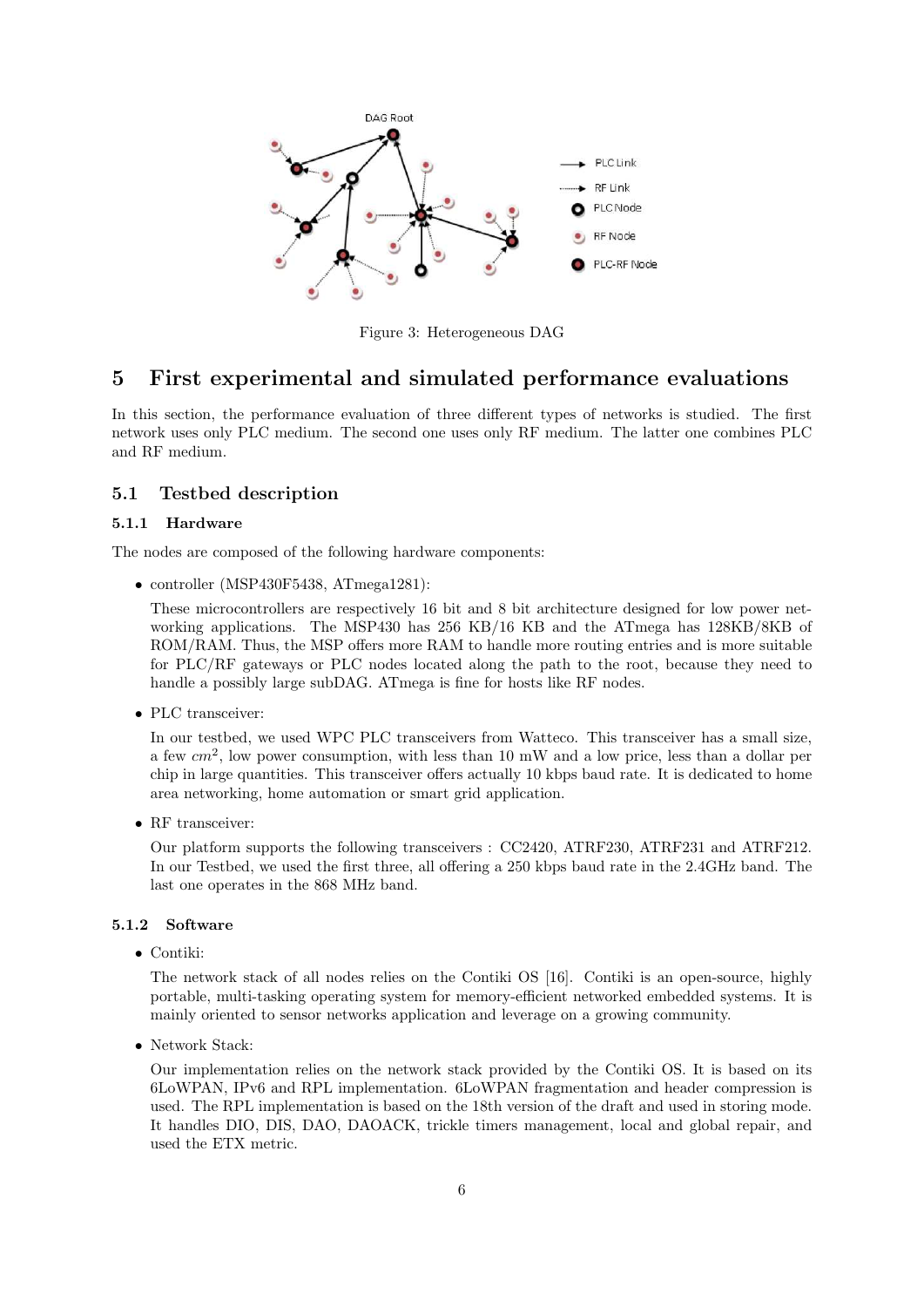Figure 3: Heterogeneous DAG

# 5 First experimental and simulated performance evaluations

In this section, the performance evaluation of three different types of networks is studied. The first network uses only PLC medium. The second one uses only RF medium. The latter one combines PLC and RF medium.

## 5.1 Testbed description

### 5.1.1 Hardware

The nodes are composed of the following hardware components:

- controller (MSP430F5438, ATmega1281):

  These microcontrollers are respectively 16 bit and 8 bit architecture designed for low power networking applications. The MSP430 has 256 KB/16 KB and the ATmega has 128KB/8KB of ROM/RAM. Thus, the MSP offers more RAM to handle more routing entries and is more suitable for PLC/RF gateways or PLC nodes located along the path to the root, because they need to handle a possibly large subDAG. ATmega is fine for hosts like RF nodes.

- PLC transceiver:

  In our testbed, we used WPC PLC transceivers from Watteco. This transceiver has a small size, a few $cm^2$, low power consumption, with less than 10 mW and a low price, less than a dollar per chip in large quantities. This transceiver offers actually 10 kbps baud rate. It is dedicated to home area networking, home automation or smart grid application.

- RF transceiver:

  Our platform supports the following transceivers : CC2420, ATRF230, ATRF231 and ATRF212. In our Testbed, we used the first three, all offering a 250 kbps baud rate in the 2.4GHz band. The last one operates in the 868 MHz band.

### 5.1.2 Software

- Contiki:

  The network stack of all nodes relies on the Contiki OS [16]. Contiki is an open-source, highly portable, multi-tasking operating system for memory-efficient networked embedded systems. It is mainly oriented to sensor networks application and leverage on a growing community.

- Network Stack:

  Our implementation relies on the network stack provided by the Contiki OS. It is based on its 6LoWPAN, IPv6 and RPL implementation. 6LoWPAN fragmentation and header compression is used. The RPL implementation is based on the 18th version of the draft and used in storing mode. It handles DIO, DIS, DAO, DAOACK, trickle timers management, local and global repair, and used the ETX metric.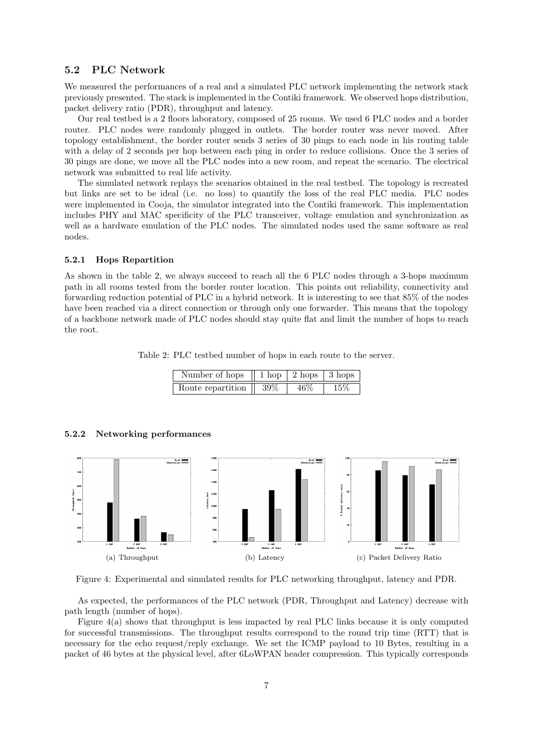## 5.2 PLC Network

We measured the performances of a real and a simulated PLC network implementing the network stack previously presented. The stack is implemented in the Contiki framework. We observed hops distribution, packet delivery ratio (PDR), throughput and latency.

Our real testbed is a 2 floors laboratory, composed of 25 rooms. We used 6 PLC nodes and a border router. PLC nodes were randomly plugged in outlets. The border router was never moved. After topology establishment, the border router sends 3 series of 30 pings to each node in his routing table with a delay of 2 seconds per hop between each ping in order to reduce collisions. Once the 3 series of 30 pings are done, we move all the PLC nodes into a new room, and repeat the scenario. The electrical network was submitted to real life activity.

The simulated network replays the scenarios obtained in the real testbed. The topology is recreated but links are set to be ideal (i.e. no loss) to quantify the loss of the real PLC media. PLC nodes were implemented in Cooja, the simulator integrated into the Contiki framework. This implementation includes PHY and MAC specificity of the PLC transceiver, voltage emulation and synchronization as well as a hardware emulation of the PLC nodes. The simulated nodes used the same software as real nodes.

### 5.2.1 Hops Repartition

As shown in the table 2, we always succeed to reach all the 6 PLC nodes through a 3-hops maximum path in all rooms tested from the border router location. This points out reliability, connectivity and forwarding reduction potential of PLC in a hybrid network. It is interesting to see that 85% of the nodes have been reached via a direct connection or through only one forwarder. This means that the topology of a backbone network made of PLC nodes should stay quite flat and limit the number of hops to reach the root.

Table 2: PLC testbed number of hops in each route to the server.

| Number of hops | 1 hop | 2 hops | 3 hops |
|---|---|---|---|
| Route repartition | 39% | 46% | 15% |

### 5.2.2 Networking performances

(a) Throughput (b) Latency (c) Packet Delivery Ratio

Figure 4: Experimental and simulated results for PLC networking throughput, latency and PDR.

As expected, the performances of the PLC network (PDR, Throughput and Latency) decrease with path length (number of hops).

Figure 4(a) shows that throughput is less impacted by real PLC links because it is only computed for successful transmissions. The throughput results correspond to the round trip time (RTT) that is necessary for the echo request/reply exchange. We set the ICMP payload to 10 Bytes, resulting in a packet of 46 bytes at the physical level, after 6LoWPAN header compression. This typically corresponds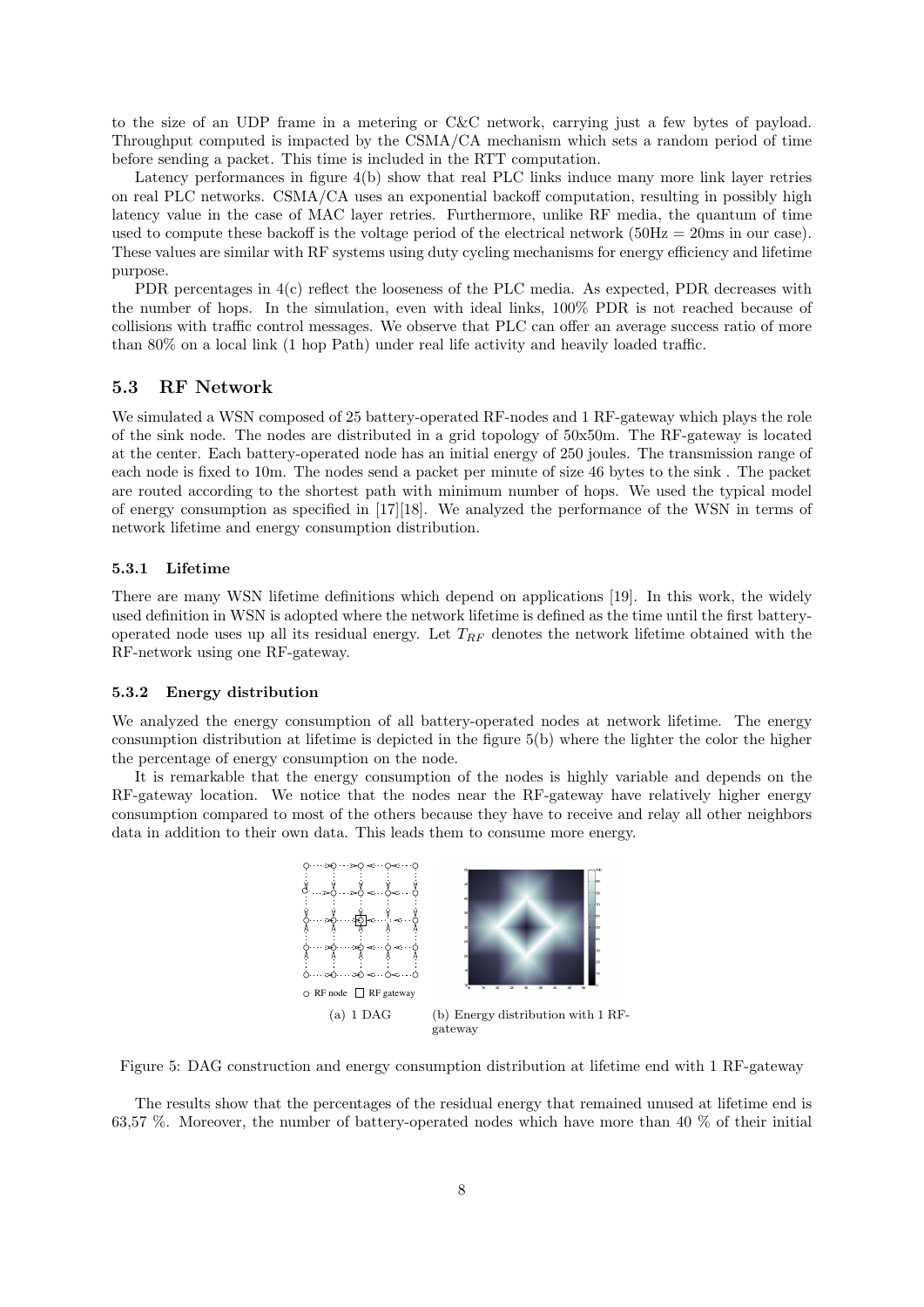to the size of an UDP frame in a metering or C&C network, carrying just a few bytes of payload. Throughput computed is impacted by the CSMA/CA mechanism which sets a random period of time before sending a packet. This time is included in the RTT computation.

Latency performances in figure 4(b) show that real PLC links induce many more link layer retries on real PLC networks. CSMA/CA uses an exponential backoff computation, resulting in possibly high latency value in the case of MAC layer retries. Furthermore, unlike RF media, the quantum of time used to compute these backoff is the voltage period of the electrical network (50Hz = 20ms in our case). These values are similar with RF systems using duty cycling mechanisms for energy efficiency and lifetime purpose.

PDR percentages in 4(c) reflect the looseness of the PLC media. As expected, PDR decreases with the number of hops. In the simulation, even with ideal links, 100% PDR is not reached because of collisions with traffic control messages. We observe that PLC can offer an average success ratio of more than 80% on a local link (1 hop Path) under real life activity and heavily loaded traffic.

## 5.3 RF Network

We simulated a WSN composed of 25 battery-operated RF-nodes and 1 RF-gateway which plays the role of the sink node. The nodes are distributed in a grid topology of 50x50m. The RF-gateway is located at the center. Each battery-operated node has an initial energy of 250 joules. The transmission range of each node is fixed to 10m. The nodes send a packet per minute of size 46 bytes to the sink . The packet are routed according to the shortest path with minimum number of hops. We used the typical model of energy consumption as specified in [17][18]. We analyzed the performance of the WSN in terms of network lifetime and energy consumption distribution.

### 5.3.1 Lifetime

There are many WSN lifetime definitions which depend on applications [19]. In this work, the widely used definition in WSN is adopted where the network lifetime is defined as the time until the first battery-operated node uses up all its residual energy. Let $T_{RF}$ denotes the network lifetime obtained with the RF-network using one RF-gateway.

### 5.3.2 Energy distribution

We analyzed the energy consumption of all battery-operated nodes at network lifetime. The energy consumption distribution at lifetime is depicted in the figure 5(b) where the lighter the color the higher the percentage of energy consumption on the node.

It is remarkable that the energy consumption of the nodes is highly variable and depends on the RF-gateway location. We notice that the nodes near the RF-gateway have relatively higher energy consumption compared to most of the others because they have to receive and relay all other neighbors data in addition to their own data. This leads them to consume more energy.

(a) 1 DAG

(b) Energy distribution with 1 RF-gateway

Figure 5: DAG construction and energy consumption distribution at lifetime end with 1 RF-gateway

The results show that the percentages of the residual energy that remained unused at lifetime end is 63,57 %. Moreover, the number of battery-operated nodes which have more than 40 % of their initial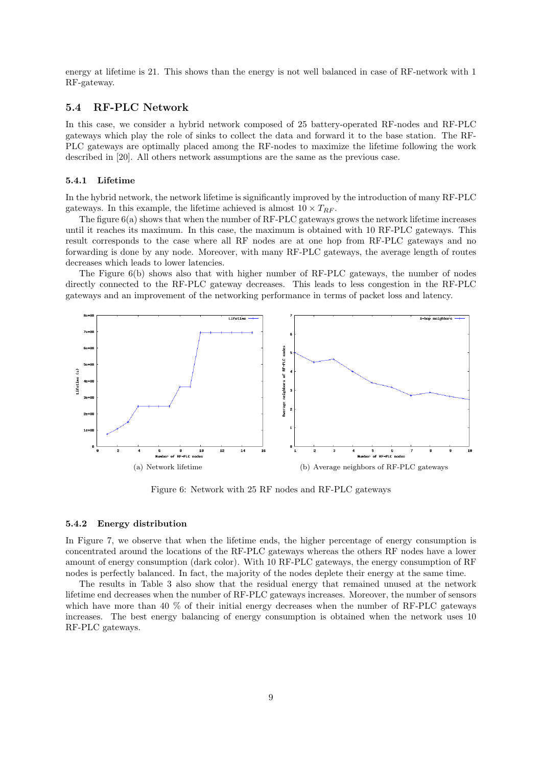energy at lifetime is 21. This shows than the energy is not well balanced in case of RF-network with 1 RF-gateway.

## 5.4 RF-PLC Network

In this case, we consider a hybrid network composed of 25 battery-operated RF-nodes and RF-PLC gateways which play the role of sinks to collect the data and forward it to the base station. The RF-PLC gateways are optimally placed among the RF-nodes to maximize the lifetime following the work described in [20]. All others network assumptions are the same as the previous case.

### 5.4.1 Lifetime

In the hybrid network, the network lifetime is significantly improved by the introduction of many RF-PLC gateways. In this example, the lifetime achieved is almost $10 \times T_{RF}$.

The figure 6(a) shows that when the number of RF-PLC gateways grows the network lifetime increases until it reaches its maximum. In this case, the maximum is obtained with 10 RF-PLC gateways. This result corresponds to the case where all RF nodes are at one hop from RF-PLC gateways and no forwarding is done by any node. Moreover, with many RF-PLC gateways, the average length of routes decreases which leads to lower latencies.

The Figure 6(b) shows also that with higher number of RF-PLC gateways, the number of nodes directly connected to the RF-PLC gateway decreases. This leads to less congestion in the RF-PLC gateways and an improvement of the networking performance in terms of packet loss and latency.

(a) Network lifetime

(b) Average neighbors of RF-PLC gateways

Figure 6: Network with 25 RF nodes and RF-PLC gateways

### 5.4.2 Energy distribution

In Figure 7, we observe that when the lifetime ends, the higher percentage of energy consumption is concentrated around the locations of the RF-PLC gateways whereas the others RF nodes have a lower amount of energy consumption (dark color). With 10 RF-PLC gateways, the energy consumption of RF nodes is perfectly balanced. In fact, the majority of the nodes deplete their energy at the same time.

The results in Table 3 also show that the residual energy that remained unused at the network lifetime end decreases when the number of RF-PLC gateways increases. Moreover, the number of sensors which have more than 40 % of their initial energy decreases when the number of RF-PLC gateways increases. The best energy balancing of energy consumption is obtained when the network uses 10 RF-PLC gateways.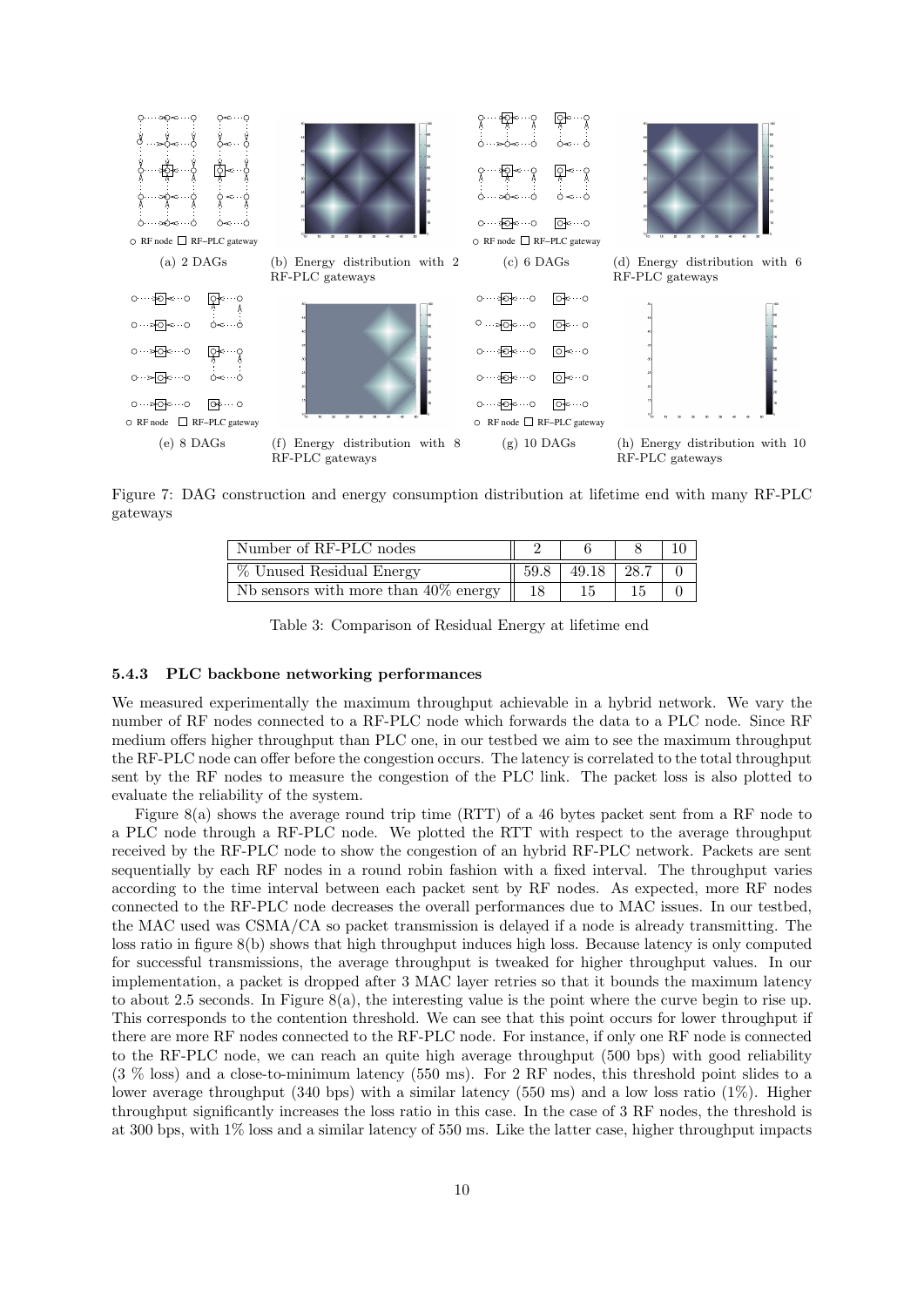(a) 2 DAGs

(b) Energy distribution with 2 RF-PLC gateways

(c) 6 DAGs

(d) Energy distribution with 6 RF-PLC gateways

(e) 8 DAGs

(f) Energy distribution with 8 RF-PLC gateways

(g) 10 DAGs

(h) Energy distribution with 10 RF-PLC gateways

Figure 7: DAG construction and energy consumption distribution at lifetime end with many RF-PLC gateways

| Number of RF-PLC nodes | 2 | 6 | 8 | 10 |
|---|---|---|---|---|
| % Unused Residual Energy | 59.8 | 49.18 | 28.7 | 0 |
| Nb sensors with more than 40% energy | 18 | 15 | 15 | 0 |

Table 3: Comparison of Residual Energy at lifetime end

### 5.4.3 PLC backbone networking performances

We measured experimentally the maximum throughput achievable in a hybrid network. We vary the number of RF nodes connected to a RF-PLC node which forwards the data to a PLC node. Since RF medium offers higher throughput than PLC one, in our testbed we aim to see the maximum throughput the RF-PLC node can offer before the congestion occurs. The latency is correlated to the total throughput sent by the RF nodes to measure the congestion of the PLC link. The packet loss is also plotted to evaluate the reliability of the system.

Figure 8(a) shows the average round trip time (RTT) of a 46 bytes packet sent from a RF node to a PLC node through a RF-PLC node. We plotted the RTT with respect to the average throughput received by the RF-PLC node to show the congestion of an hybrid RF-PLC network. Packets are sent sequentially by each RF nodes in a round robin fashion with a fixed interval. The throughput varies according to the time interval between each packet sent by RF nodes. As expected, more RF nodes connected to the RF-PLC node decreases the overall performances due to MAC issues. In our testbed, the MAC used was CSMA/CA so packet transmission is delayed if a node is already transmitting. The loss ratio in figure 8(b) shows that high throughput induces high loss. Because latency is only computed for successful transmissions, the average throughput is tweaked for higher throughput values. In our implementation, a packet is dropped after 3 MAC layer retries so that it bounds the maximum latency to about 2.5 seconds. In Figure 8(a), the interesting value is the point where the curve begin to rise up. This corresponds to the contention threshold. We can see that this point occurs for lower throughput if there are more RF nodes connected to the RF-PLC node. For instance, if only one RF node is connected to the RF-PLC node, we can reach an quite high average throughput (500 bps) with good reliability (3 % loss) and a close-to-minimum latency (550 ms). For 2 RF nodes, this threshold point slides to a lower average throughput (340 bps) with a similar latency (550 ms) and a low loss ratio (1%). Higher throughput significantly increases the loss ratio in this case. In the case of 3 RF nodes, the threshold is at 300 bps, with 1% loss and a similar latency of 550 ms. Like the latter case, higher throughput impacts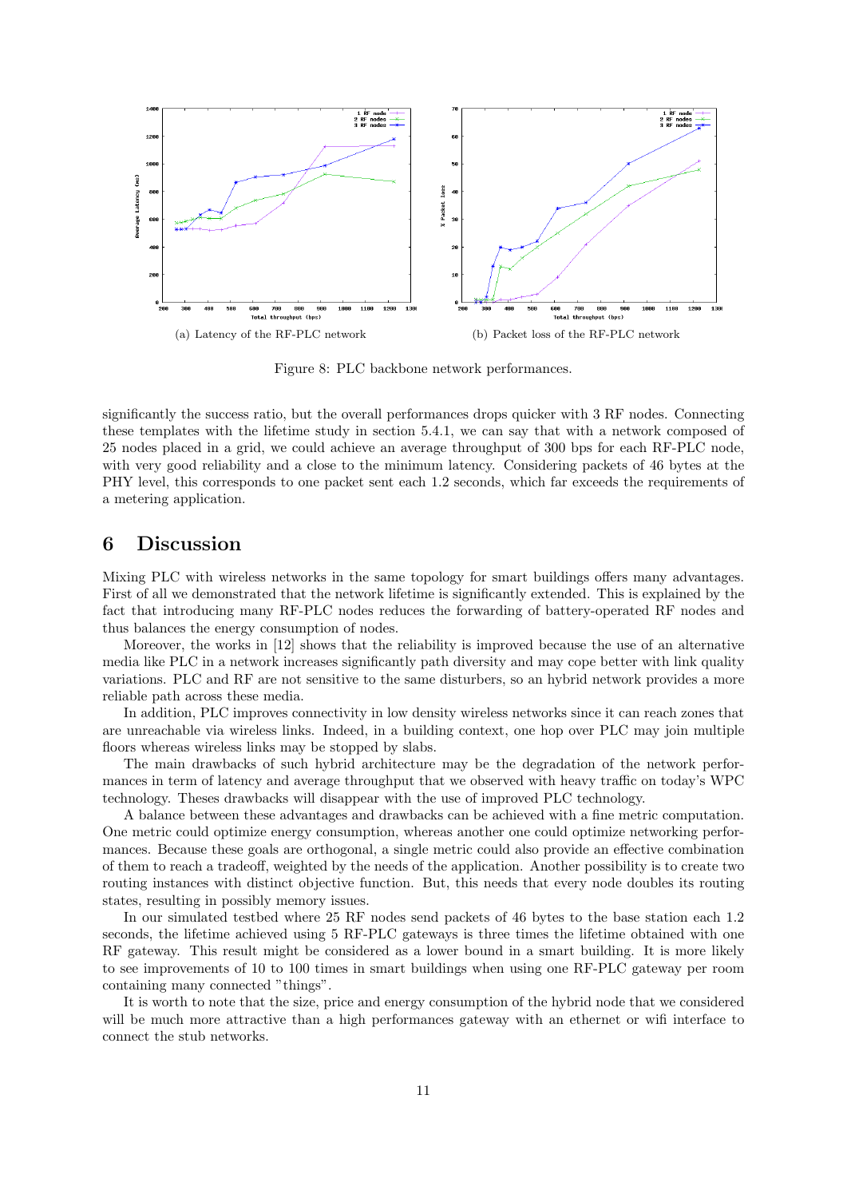(a) Latency of the RF-PLC network

(b) Packet loss of the RF-PLC network

Figure 8: PLC backbone network performances.

significantly the success ratio, but the overall performances drops quicker with 3 RF nodes. Connecting these templates with the lifetime study in section 5.4.1, we can say that with a network composed of 25 nodes placed in a grid, we could achieve an average throughput of 300 bps for each RF-PLC node, with very good reliability and a close to the minimum latency. Considering packets of 46 bytes at the PHY level, this corresponds to one packet sent each 1.2 seconds, which far exceeds the requirements of a metering application.

# 6 Discussion

Mixing PLC with wireless networks in the same topology for smart buildings offers many advantages. First of all we demonstrated that the network lifetime is significantly extended. This is explained by the fact that introducing many RF-PLC nodes reduces the forwarding of battery-operated RF nodes and thus balances the energy consumption of nodes.

Moreover, the works in [12] shows that the reliability is improved because the use of an alternative media like PLC in a network increases significantly path diversity and may cope better with link quality variations. PLC and RF are not sensitive to the same disturbers, so an hybrid network provides a more reliable path across these media.

In addition, PLC improves connectivity in low density wireless networks since it can reach zones that are unreachable via wireless links. Indeed, in a building context, one hop over PLC may join multiple floors whereas wireless links may be stopped by slabs.

The main drawbacks of such hybrid architecture may be the degradation of the network performances in term of latency and average throughput that we observed with heavy traffic on today's WPC technology. Theses drawbacks will disappear with the use of improved PLC technology.

A balance between these advantages and drawbacks can be achieved with a fine metric computation. One metric could optimize energy consumption, whereas another one could optimize networking performances. Because these goals are orthogonal, a single metric could also provide an effective combination of them to reach a tradeoff, weighted by the needs of the application. Another possibility is to create two routing instances with distinct objective function. But, this needs that every node doubles its routing states, resulting in possibly memory issues.

In our simulated testbed where 25 RF nodes send packets of 46 bytes to the base station each 1.2 seconds, the lifetime achieved using 5 RF-PLC gateways is three times the lifetime obtained with one RF gateway. This result might be considered as a lower bound in a smart building. It is more likely to see improvements of 10 to 100 times in smart buildings when using one RF-PLC gateway per room containing many connected "things".

It is worth to note that the size, price and energy consumption of the hybrid node that we considered will be much more attractive than a high performances gateway with an ethernet or wifi interface to connect the stub networks.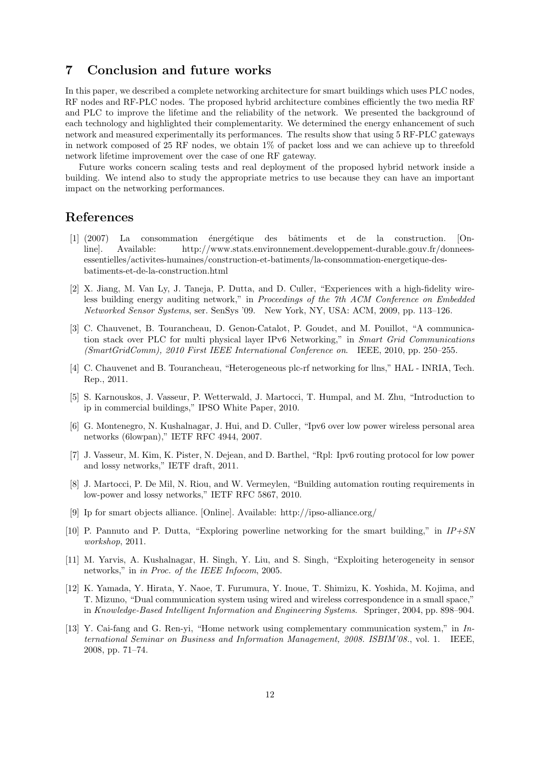## 7 Conclusion and future works

In this paper, we described a complete networking architecture for smart buildings which uses PLC nodes, RF nodes and RF-PLC nodes. The proposed hybrid architecture combines efficiently the two media RF and PLC to improve the lifetime and the reliability of the network. We presented the background of each technology and highlighted their complementarity. We determined the energy enhancement of such network and measured experimentally its performances. The results show that using 5 RF-PLC gateways in network composed of 25 RF nodes, we obtain 1% of packet loss and we can achieve up to threefold network lifetime improvement over the case of one RF gateway.

Future works concern scaling tests and real deployment of the proposed hybrid network inside a building. We intend also to study the appropriate metrics to use because they can have an important impact on the networking performances.

## References

[1] (2007) La consommation énergétique des bâtiments et de la construction. [Online]. Available: http://www.stats.environnement.developpement-durable.gouv.fr/donnees-essentielles/activites-humaines/construction-et-batiments/la-consommation-energetique-des-batiments-et-de-la-construction.html

[2] X. Jiang, M. Van Ly, J. Taneja, P. Dutta, and D. Culler, "Experiences with a high-fidelity wireless building energy auditing network," in *Proceedings of the 7th ACM Conference on Embedded Networked Sensor Systems*, ser. SenSys '09. New York, NY, USA: ACM, 2009, pp. 113–126.

[3] C. Chauvenet, B. Tourancheau, D. Genon-Catalot, P. Goudet, and M. Pouillot, "A communication stack over PLC for multi physical layer IPv6 Networking," in *Smart Grid Communications (SmartGridComm), 2010 First IEEE International Conference on*. IEEE, 2010, pp. 250–255.

[4] C. Chauvenet and B. Tourancheau, "Heterogeneous plc-rf networking for llns," HAL - INRIA, Tech. Rep., 2011.

[5] S. Karnouskos, J. Vasseur, P. Wetterwald, J. Martocci, T. Humpal, and M. Zhu, "Introduction to ip in commercial buildings," IPSO White Paper, 2010.

[6] G. Montenegro, N. Kushalnagar, J. Hui, and D. Culler, "Ipv6 over low power wireless personal area networks (6lowpan)," IETF RFC 4944, 2007.

[7] J. Vasseur, M. Kim, K. Pister, N. Dejean, and D. Barthel, "Rpl: Ipv6 routing protocol for low power and lossy networks," IETF draft, 2011.

[8] J. Martocci, P. De Mil, N. Riou, and W. Vermeylen, "Building automation routing requirements in low-power and lossy networks," IETF RFC 5867, 2010.

[9] Ip for smart objects alliance. [Online]. Available: http://ipso-alliance.org/

[10] P. Pannuto and P. Dutta, "Exploring powerline networking for the smart building," in *IP+SN workshop*, 2011.

[11] M. Yarvis, A. Kushalnagar, H. Singh, Y. Liu, and S. Singh, "Exploiting heterogeneity in sensor networks," in *in Proc. of the IEEE Infocom*, 2005.

[12] K. Yamada, Y. Hirata, Y. Naoe, T. Furumura, Y. Inoue, T. Shimizu, K. Yoshida, M. Kojima, and T. Mizuno, "Dual communication system using wired and wireless correspondence in a small space," in *Knowledge-Based Intelligent Information and Engineering Systems*. Springer, 2004, pp. 898–904.

[13] Y. Cai-fang and G. Ren-yi, "Home network using complementary communication system," in *International Seminar on Business and Information Management, 2008. ISBIM'08.*, vol. 1. IEEE, 2008, pp. 71–74.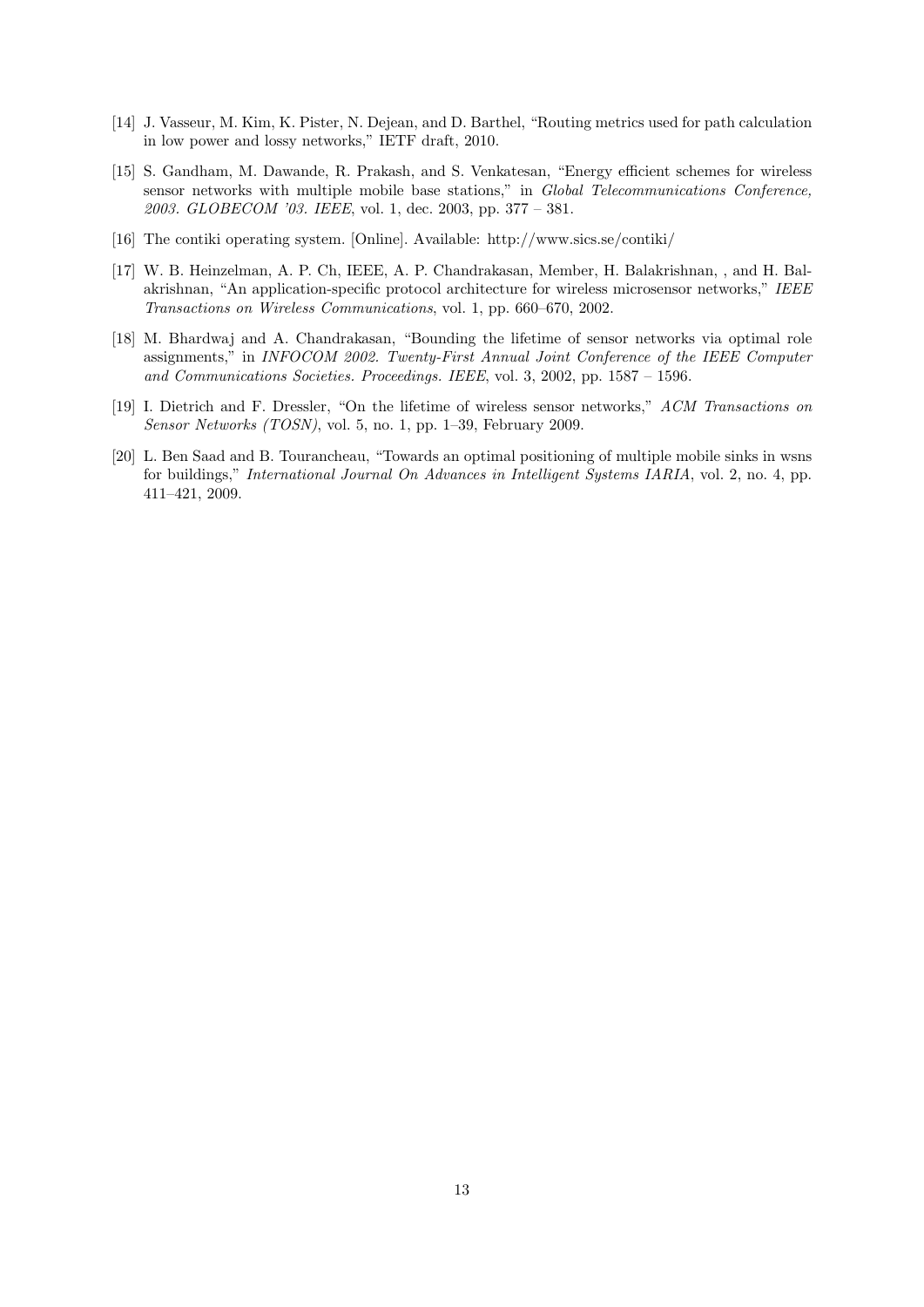[14] J. Vasseur, M. Kim, K. Pister, N. Dejean, and D. Barthel, "Routing metrics used for path calculation in low power and lossy networks," IETF draft, 2010.

[15] S. Gandham, M. Dawande, R. Prakash, and S. Venkatesan, "Energy efficient schemes for wireless sensor networks with multiple mobile base stations," in *Global Telecommunications Conference, 2003. GLOBECOM '03. IEEE*, vol. 1, dec. 2003, pp. 377 – 381.

[16] The contiki operating system. [Online]. Available: http://www.sics.se/contiki/

[17] W. B. Heinzelman, A. P. Ch, IEEE, A. P. Chandrakasan, Member, H. Balakrishnan, , and H. Balakrishnan, "An application-specific protocol architecture for wireless microsensor networks," *IEEE Transactions on Wireless Communications*, vol. 1, pp. 660–670, 2002.

[18] M. Bhardwaj and A. Chandrakasan, "Bounding the lifetime of sensor networks via optimal role assignments," in *INFOCOM 2002. Twenty-First Annual Joint Conference of the IEEE Computer and Communications Societies. Proceedings. IEEE*, vol. 3, 2002, pp. 1587 – 1596.

[19] I. Dietrich and F. Dressler, "On the lifetime of wireless sensor networks," *ACM Transactions on Sensor Networks (TOSN)*, vol. 5, no. 1, pp. 1–39, February 2009.

[20] L. Ben Saad and B. Tourancheau, "Towards an optimal positioning of multiple mobile sinks in wsns for buildings," *International Journal On Advances in Intelligent Systems IARIA*, vol. 2, no. 4, pp. 411–421, 2009.